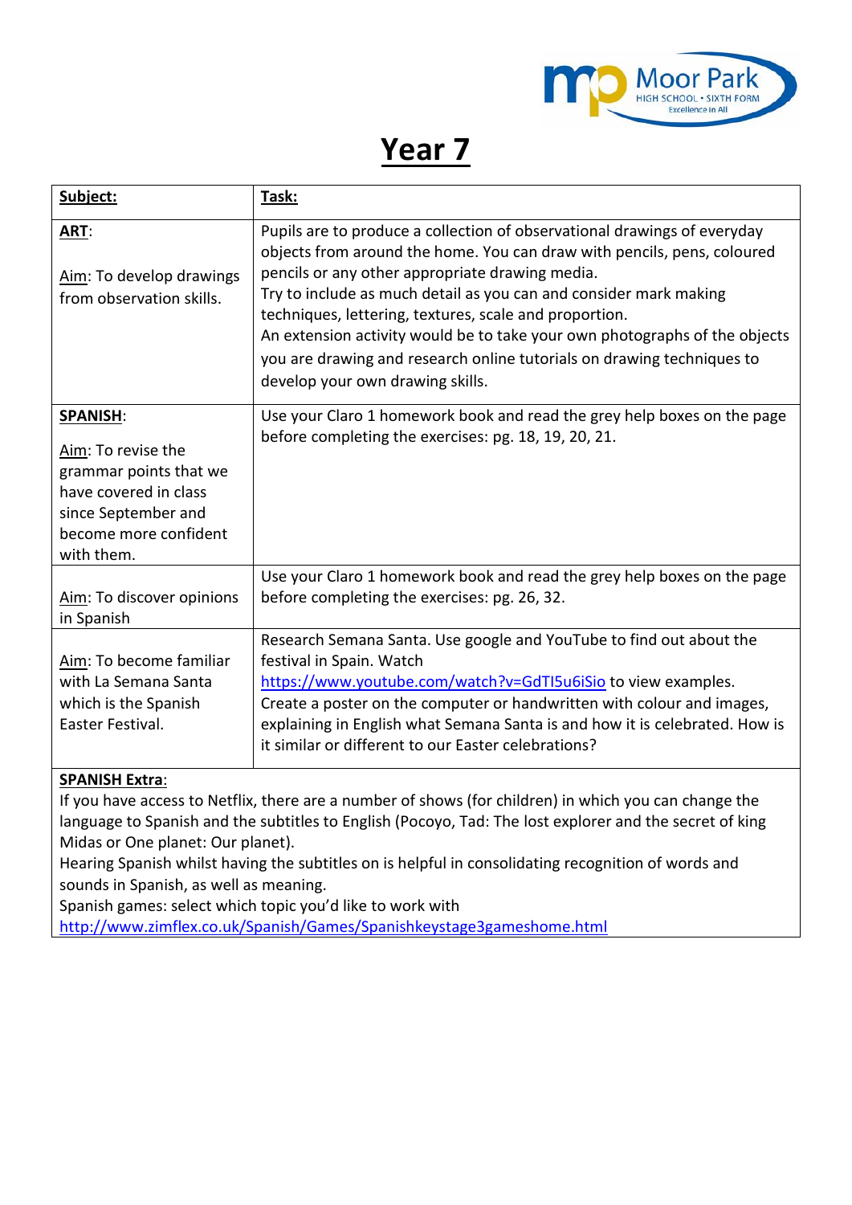# Year 7

| **Subject:** | **Task:** |
| --- | --- |
| **ART**:<br><br>Aim: To develop drawings from observation skills. | Pupils are to produce a collection of observational drawings of everyday objects from around the home. You can draw with pencils, pens, coloured pencils or any other appropriate drawing media.<br>Try to include as much detail as you can and consider mark making techniques, lettering, textures, scale and proportion.<br>An extension activity would be to take your own photographs of the objects you are drawing and research online tutorials on drawing techniques to develop your own drawing skills. |
| **SPANISH**:<br><br>Aim: To revise the grammar points that we have covered in class since September and become more confident with them. | Use your Claro 1 homework book and read the grey help boxes on the page before completing the exercises: pg. 18, 19, 20, 21. |
| Aim: To discover opinions in Spanish | Use your Claro 1 homework book and read the grey help boxes on the page before completing the exercises: pg. 26, 32. |
| Aim: To become familiar with La Semana Santa which is the Spanish Easter Festival. | Research Semana Santa. Use google and YouTube to find out about the festival in Spain. Watch https://www.youtube.com/watch?v=GdTI5u6iSio to view examples.<br>Create a poster on the computer or handwritten with colour and images, explaining in English what Semana Santa is and how it is celebrated. How is it similar or different to our Easter celebrations? |

**SPANISH Extra**:
If you have access to Netflix, there are a number of shows (for children) in which you can change the language to Spanish and the subtitles to English (Pocoyo, Tad: The lost explorer and the secret of king Midas or One planet: Our planet).
Hearing Spanish whilst having the subtitles on is helpful in consolidating recognition of words and sounds in Spanish, as well as meaning.
Spanish games: select which topic you'd like to work with
http://www.zimflex.co.uk/Spanish/Games/Spanishkeystage3gameshome.html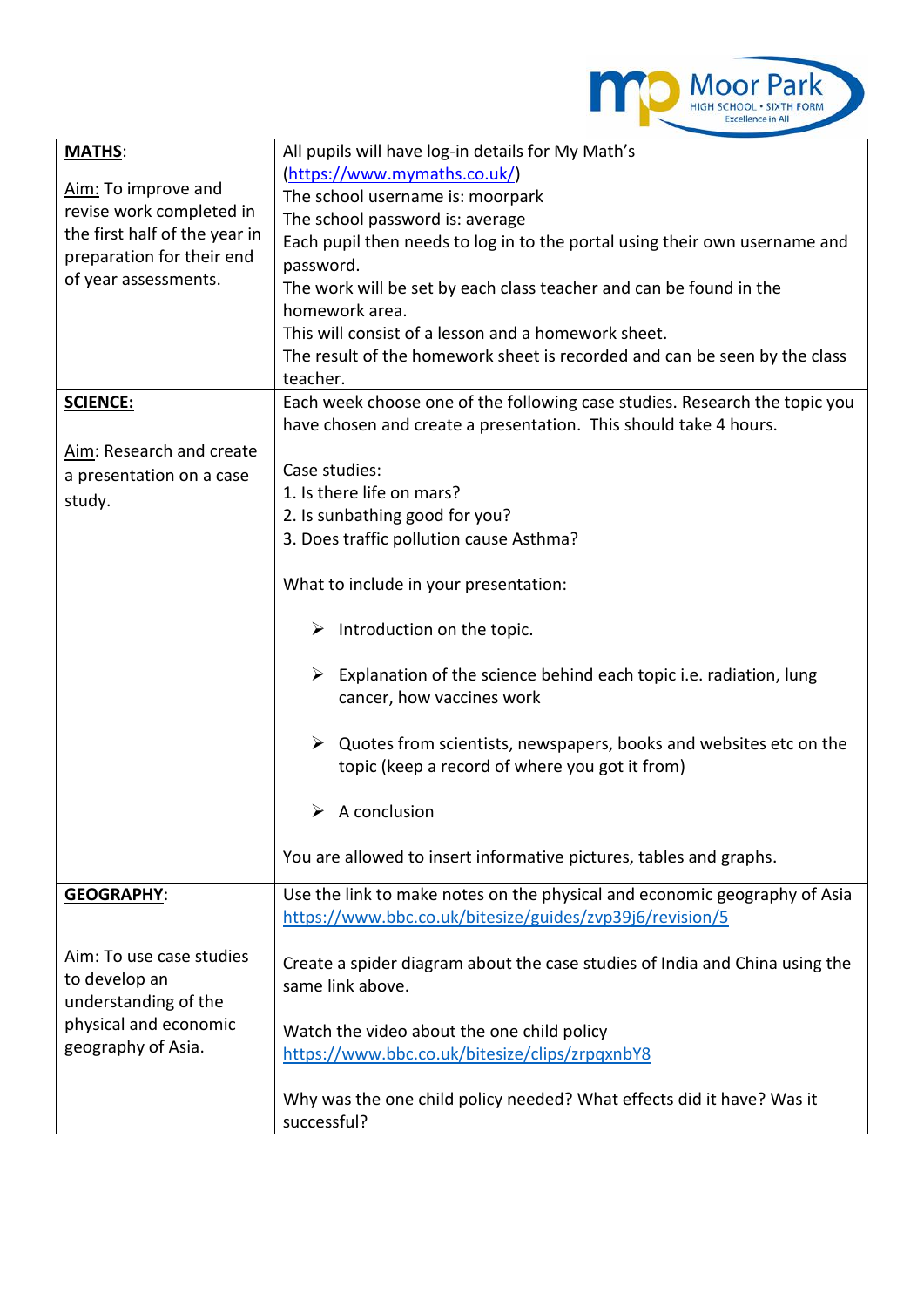| **MATHS**:<br><br><u>Aim:</u> To improve and revise work completed in the first half of the year in preparation for their end of year assessments. | All pupils will have log-in details for My Math's ([https://www.mymaths.co.uk/](https://www.mymaths.co.uk/))<br>The school username is: moorpark<br>The school password is: average<br>Each pupil then needs to log in to the portal using their own username and password.<br>The work will be set by each class teacher and can be found in the homework area.<br>This will consist of a lesson and a homework sheet.<br>The result of the homework sheet is recorded and can be seen by the class teacher. |
|---|---|
| **<u>SCIENCE:</u>**<br><br><u>Aim</u>: Research and create a presentation on a case study. | Each week choose one of the following case studies. Research the topic you have chosen and create a presentation. This should take 4 hours.<br><br>Case studies:<br>1. Is there life on mars?<br>2. Is sunbathing good for you?<br>3. Does traffic pollution cause Asthma?<br><br>What to include in your presentation:<br><br>➢ Introduction on the topic.<br><br>➢ Explanation of the science behind each topic i.e. radiation, lung cancer, how vaccines work<br><br>➢ Quotes from scientists, newspapers, books and websites etc on the topic (keep a record of where you got it from)<br><br>➢ A conclusion<br><br>You are allowed to insert informative pictures, tables and graphs. |
| **<u>GEOGRAPHY</u>**:<br><br><u>Aim</u>: To use case studies to develop an understanding of the physical and economic geography of Asia. | Use the link to make notes on the physical and economic geography of Asia [https://www.bbc.co.uk/bitesize/guides/zvp39j6/revision/5](https://www.bbc.co.uk/bitesize/guides/zvp39j6/revision/5)<br><br>Create a spider diagram about the case studies of India and China using the same link above.<br><br>Watch the video about the one child policy [https://www.bbc.co.uk/bitesize/clips/zrpqxnbY8](https://www.bbc.co.uk/bitesize/clips/zrpqxnbY8)<br><br>Why was the one child policy needed? What effects did it have? Was it successful? |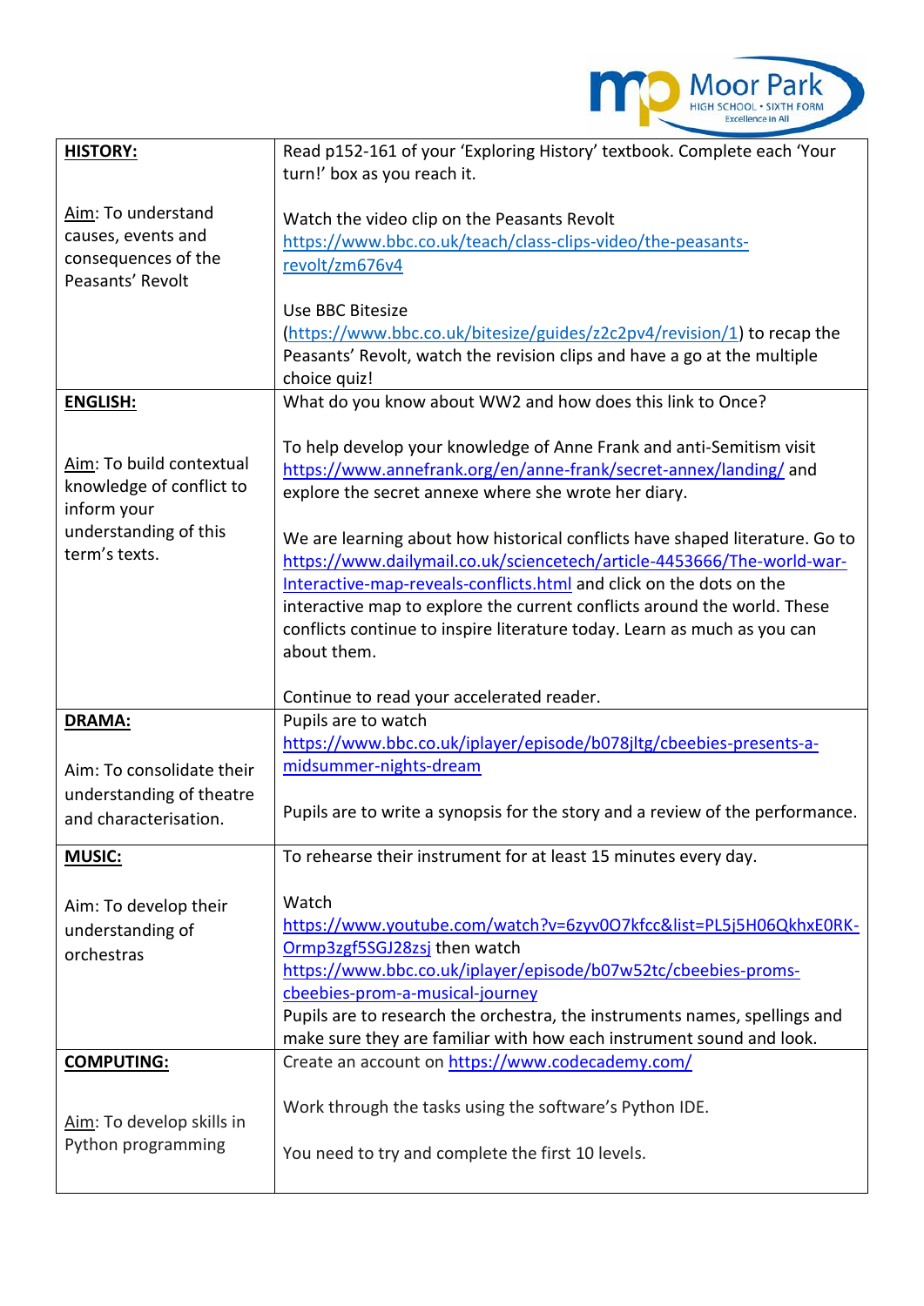| **HISTORY:** Aim: To understand causes, events and consequences of the Peasants' Revolt | Read p152-161 of your 'Exploring History' textbook. Complete each 'Your turn!' box as you reach it. Watch the video clip on the Peasants Revolt https://www.bbc.co.uk/teach/class-clips-video/the-peasants-revolt/zm676v4 Use BBC Bitesize (https://www.bbc.co.uk/bitesize/guides/z2c2pv4/revision/1) to recap the Peasants' Revolt, watch the revision clips and have a go at the multiple choice quiz! |
|---|---|
| **ENGLISH:** Aim: To build contextual knowledge of conflict to inform your understanding of this term's texts. | What do you know about WW2 and how does this link to Once? To help develop your knowledge of Anne Frank and anti-Semitism visit https://www.annefrank.org/en/anne-frank/secret-annex/landing/ and explore the secret annexe where she wrote her diary. We are learning about how historical conflicts have shaped literature. Go to https://www.dailymail.co.uk/sciencetech/article-4453666/The-world-war-Interactive-map-reveals-conflicts.html and click on the dots on the interactive map to explore the current conflicts around the world. These conflicts continue to inspire literature today. Learn as much as you can about them. Continue to read your accelerated reader. |
| **DRAMA:** Aim: To consolidate their understanding of theatre and characterisation. | Pupils are to watch https://www.bbc.co.uk/iplayer/episode/b078jltg/cbeebies-presents-a-midsummer-nights-dream Pupils are to write a synopsis for the story and a review of the performance. |
| **MUSIC:** Aim: To develop their understanding of orchestras | To rehearse their instrument for at least 15 minutes every day. Watch https://www.youtube.com/watch?v=6zyv0O7kfcc&list=PL5j5H06QkhxE0RK-Ormp3zgf5SGJ28zsj then watch https://www.bbc.co.uk/iplayer/episode/b07w52tc/cbeebies-proms-cbeebies-prom-a-musical-journey Pupils are to research the orchestra, the instruments names, spellings and make sure they are familiar with how each instrument sound and look. |
| **COMPUTING:** Aim: To develop skills in Python programming | Create an account on https://www.codecademy.com/ Work through the tasks using the software's Python IDE. You need to try and complete the first 10 levels. |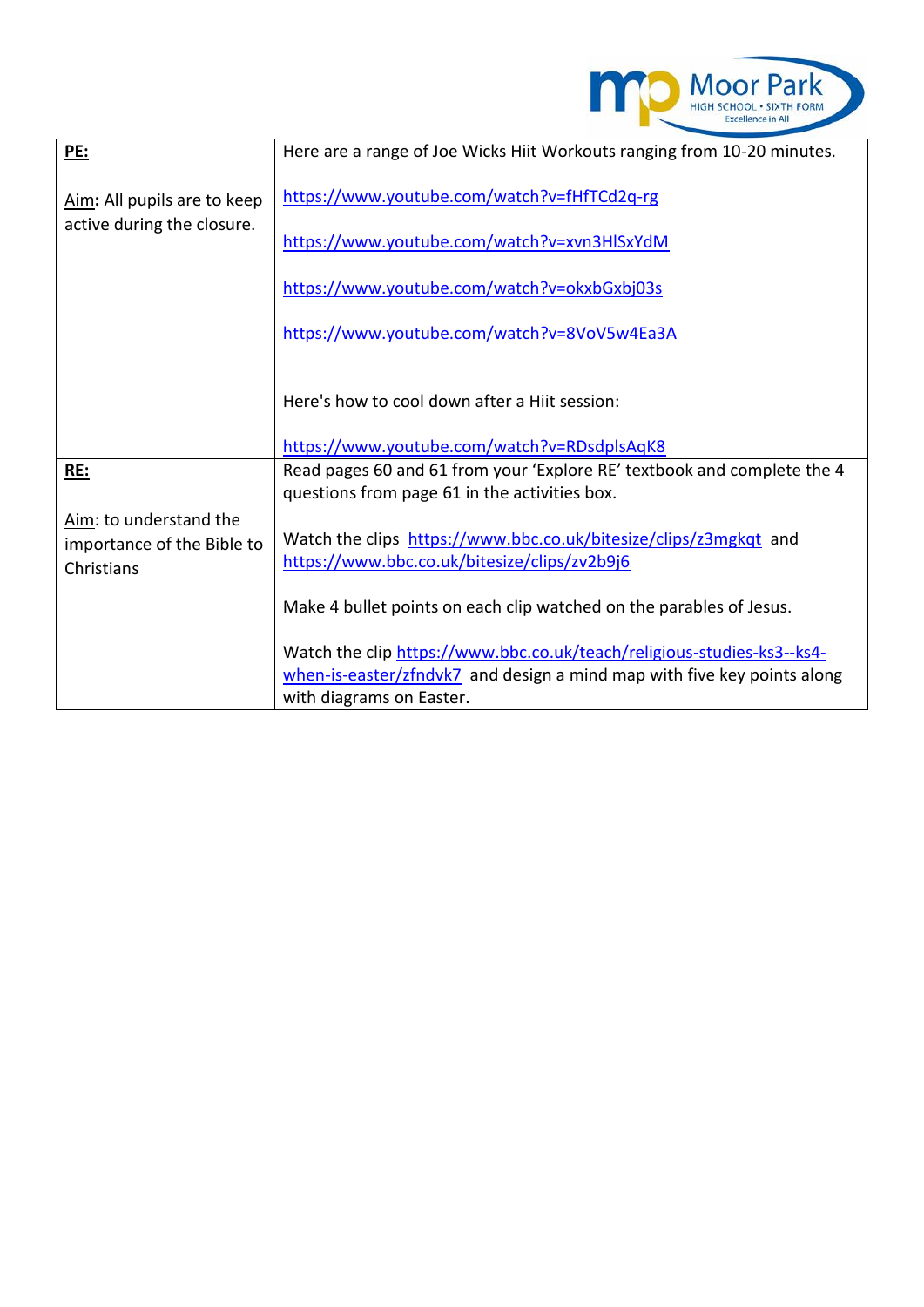| | |
|---|---|
| **PE:**<br><br>Aim: All pupils are to keep active during the closure. | Here are a range of Joe Wicks Hiit Workouts ranging from 10-20 minutes.<br><br>https://www.youtube.com/watch?v=fHfTCd2q-rg<br><br>https://www.youtube.com/watch?v=xvn3HlSxYdM<br><br>https://www.youtube.com/watch?v=okxbGxbj03s<br><br>https://www.youtube.com/watch?v=8VoV5w4Ea3A<br><br>Here's how to cool down after a Hiit session:<br><br>https://www.youtube.com/watch?v=RDsdplsAqK8 |
| **RE:**<br><br>Aim: to understand the importance of the Bible to Christians | Read pages 60 and 61 from your 'Explore RE' textbook and complete the 4 questions from page 61 in the activities box.<br><br>Watch the clips https://www.bbc.co.uk/bitesize/clips/z3mgkqt and https://www.bbc.co.uk/bitesize/clips/zv2b9j6<br><br>Make 4 bullet points on each clip watched on the parables of Jesus.<br><br>Watch the clip https://www.bbc.co.uk/teach/religious-studies-ks3--ks4-when-is-easter/zfndvk7 and design a mind map with five key points along with diagrams on Easter. |